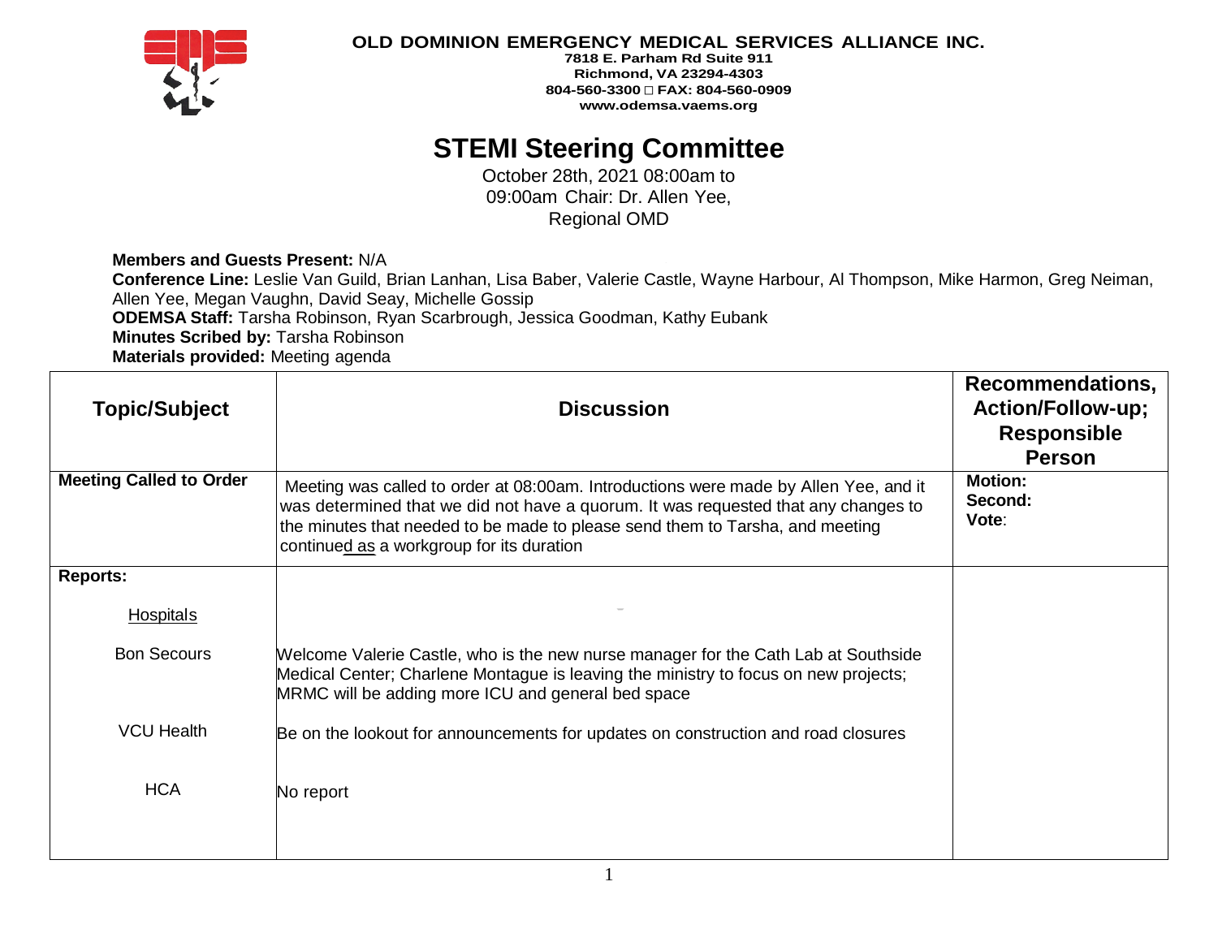**OLD DOMINION EMERGENCY MEDICAL SERVICES ALLIANCE INC.**
**7818 E. Parham Rd Suite 911**
**Richmond, VA 23294-4303**
**804-560-3300 □ FAX: 804-560-0909**
**www.odemsa.vaems.org**

# STEMI Steering Committee

October 28th, 2021 08:00am to 09:00am Chair: Dr. Allen Yee, Regional OMD

**Members and Guests Present:** N/A
**Conference Line:** Leslie Van Guild, Brian Lanhan, Lisa Baber, Valerie Castle, Wayne Harbour, Al Thompson, Mike Harmon, Greg Neiman, Allen Yee, Megan Vaughn, David Seay, Michelle Gossip
**ODEMSA Staff:** Tarsha Robinson, Ryan Scarbrough, Jessica Goodman, Kathy Eubank
**Minutes Scribed by:** Tarsha Robinson
**Materials provided:** Meeting agenda

| Topic/Subject | Discussion | Recommendations, Action/Follow-up; Responsible Person |
|---|---|---|
| **Meeting Called to Order** | Meeting was called to order at 08:00am. Introductions were made by Allen Yee, and it was determined that we did not have a quorum. It was requested that any changes to the minutes that needed to be made to please send them to Tarsha, and meeting continued as a workgroup for its duration | **Motion:** **Second:** **Vote**: |
| **Reports:** | | |
| Hospitals | | |
| Bon Secours | Welcome Valerie Castle, who is the new nurse manager for the Cath Lab at Southside Medical Center; Charlene Montague is leaving the ministry to focus on new projects; MRMC will be adding more ICU and general bed space | |
| VCU Health | Be on the lookout for announcements for updates on construction and road closures | |
| HCA | No report | |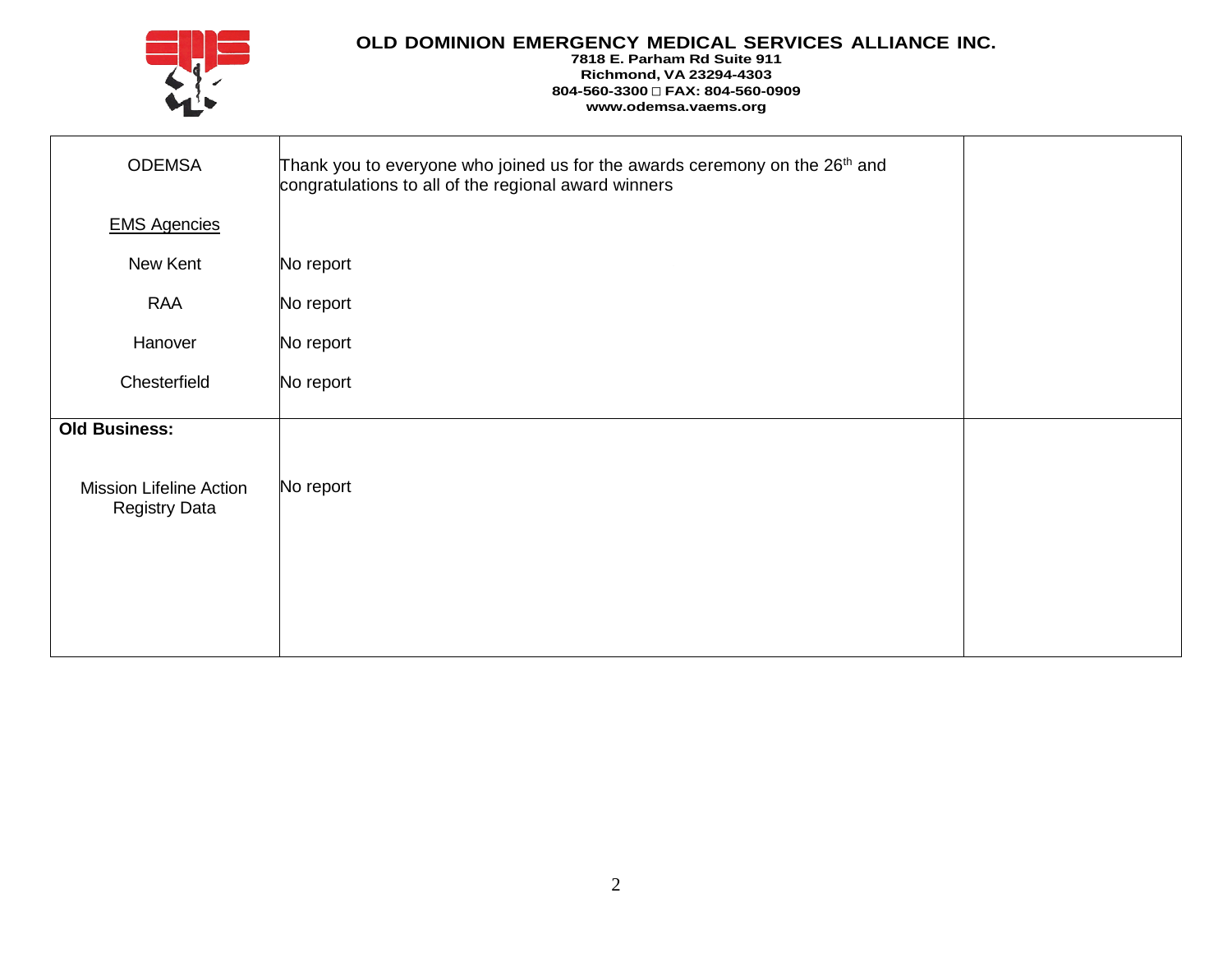**OLD DOMINION EMERGENCY MEDICAL SERVICES ALLIANCE INC.**
**7818 E. Parham Rd Suite 911**
**Richmond, VA 23294-4303**
**804-560-3300 □ FAX: 804-560-0909**
**www.odemsa.vaems.org**

| | | |
|---|---|---|
| ODEMSA | Thank you to everyone who joined us for the awards ceremony on the 26th and congratulations to all of the regional award winners | |
| EMS Agencies | | |
| New Kent | No report | |
| RAA | No report | |
| Hanover | No report | |
| Chesterfield | No report | |
| **Old Business:** | | |
| Mission Lifeline Action Registry Data | No report | |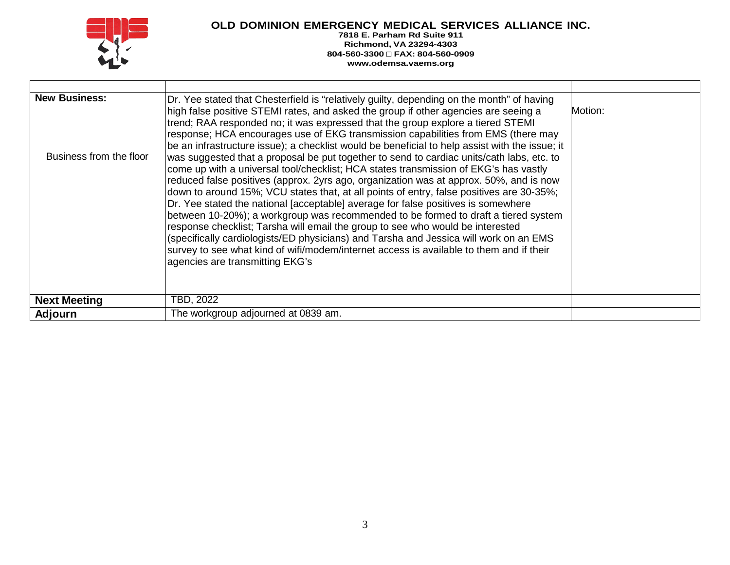**OLD DOMINION EMERGENCY MEDICAL SERVICES ALLIANCE INC.**
**7818 E. Parham Rd Suite 911**
**Richmond, VA 23294-4303**
**804-560-3300 □ FAX: 804-560-0909**
**www.odemsa.vaems.org**

| | | |
|---|---|---|
| **New Business:**<br><br>Business from the floor | Dr. Yee stated that Chesterfield is "relatively guilty, depending on the month" of having high false positive STEMI rates, and asked the group if other agencies are seeing a trend; RAA responded no; it was expressed that the group explore a tiered STEMI response; HCA encourages use of EKG transmission capabilities from EMS (there may be an infrastructure issue); a checklist would be beneficial to help assist with the issue; it was suggested that a proposal be put together to send to cardiac units/cath labs, etc. to come up with a universal tool/checklist; HCA states transmission of EKG's has vastly reduced false positives (approx. 2yrs ago, organization was at approx. 50%, and is now down to around 15%; VCU states that, at all points of entry, false positives are 30-35%; Dr. Yee stated the national [acceptable] average for false positives is somewhere between 10-20%); a workgroup was recommended to be formed to draft a tiered system response checklist; Tarsha will email the group to see who would be interested (specifically cardiologists/ED physicians) and Tarsha and Jessica will work on an EMS survey to see what kind of wifi/modem/internet access is available to them and if their agencies are transmitting EKG's | Motion: |
| **Next Meeting** | TBD, 2022 | |
| **Adjourn** | The workgroup adjourned at 0839 am. | |